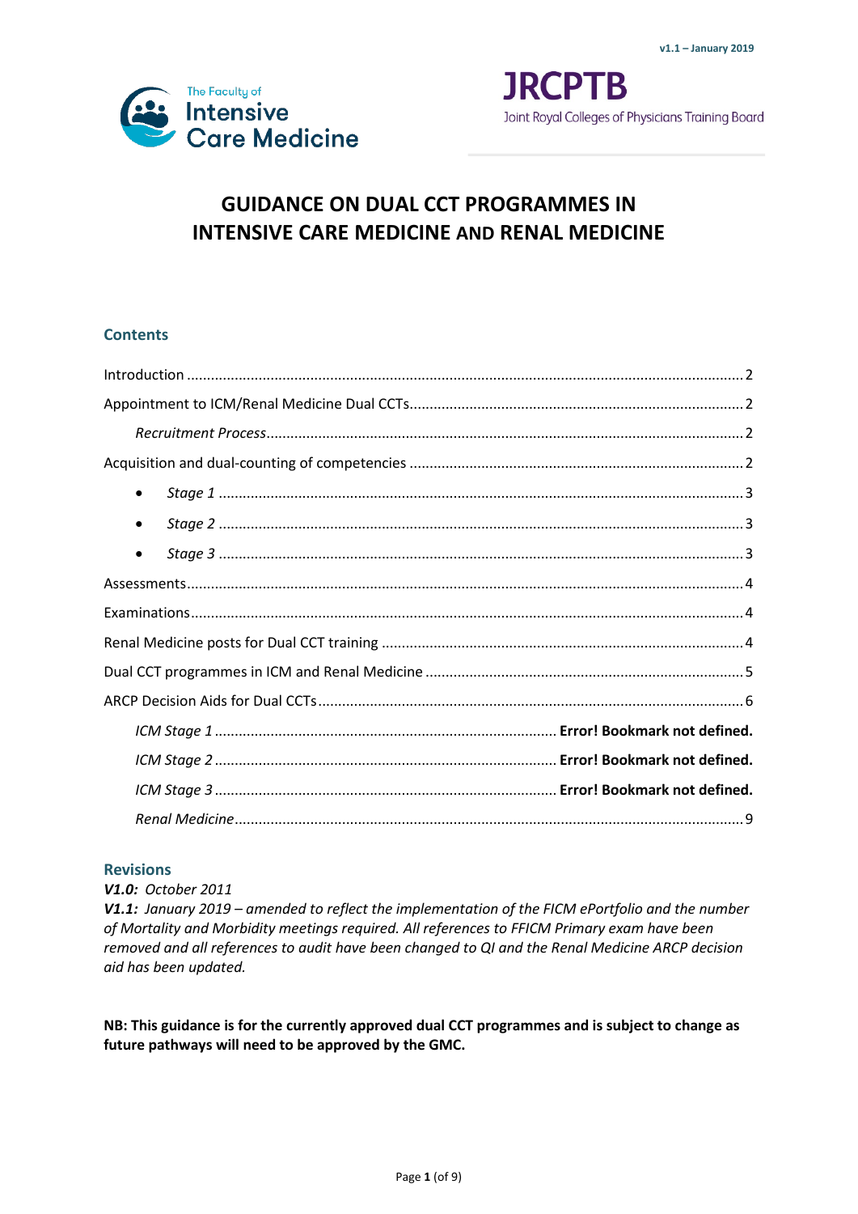v1.1 – January 2019

The Faculty of Intensive Care Medicine

JRCPTB
Joint Royal Colleges of Physicians Training Board

# GUIDANCE ON DUAL CCT PROGRAMMES IN INTENSIVE CARE MEDICINE AND RENAL MEDICINE

## Contents

Introduction ........ 2

Appointment to ICM/Renal Medicine Dual CCTs........ 2

*Recruitment Process*........ 2

Acquisition and dual-counting of competencies ........ 2

- *Stage 1* ........ 3
- *Stage 2* ........ 3
- *Stage 3* ........ 3

Assessments........ 4

Examinations........ 4

Renal Medicine posts for Dual CCT training ........ 4

Dual CCT programmes in ICM and Renal Medicine ........ 5

ARCP Decision Aids for Dual CCTs........ 6

*ICM Stage 1* ........ **Error! Bookmark not defined.**

*ICM Stage 2* ........ **Error! Bookmark not defined.**

*ICM Stage 3* ........ **Error! Bookmark not defined.**

*Renal Medicine*........ 9

## Revisions

***V1.0:*** *October 2011*

***V1.1:*** *January 2019 – amended to reflect the implementation of the FICM ePortfolio and the number of Mortality and Morbidity meetings required. All references to FFICM Primary exam have been removed and all references to audit have been changed to QI and the Renal Medicine ARCP decision aid has been updated.*

**NB: This guidance is for the currently approved dual CCT programmes and is subject to change as future pathways will need to be approved by the GMC.**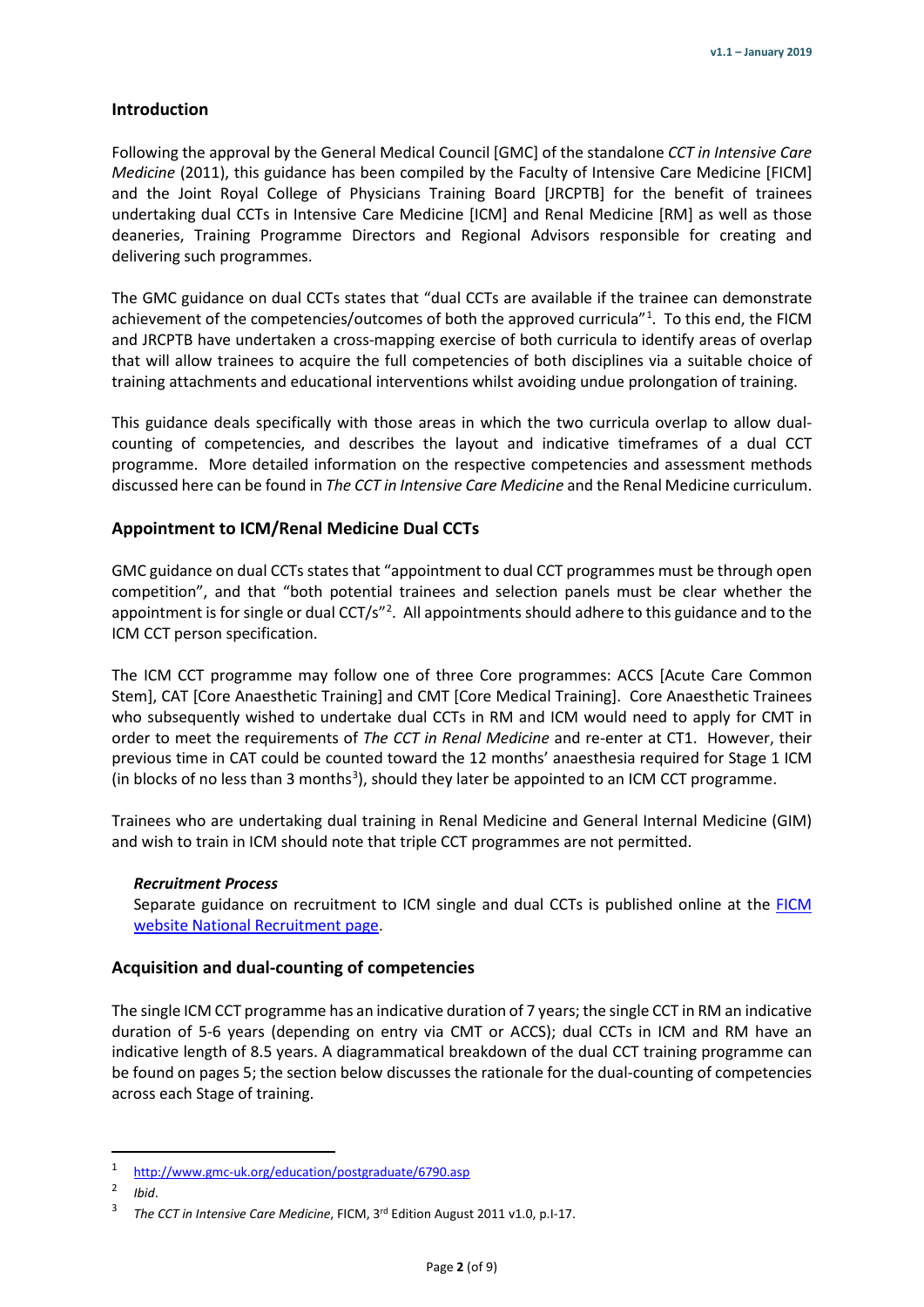## Introduction

Following the approval by the General Medical Council [GMC] of the standalone *CCT in Intensive Care Medicine* (2011), this guidance has been compiled by the Faculty of Intensive Care Medicine [FICM] and the Joint Royal College of Physicians Training Board [JRCPTB] for the benefit of trainees undertaking dual CCTs in Intensive Care Medicine [ICM] and Renal Medicine [RM] as well as those deaneries, Training Programme Directors and Regional Advisors responsible for creating and delivering such programmes.

The GMC guidance on dual CCTs states that "dual CCTs are available if the trainee can demonstrate achievement of the competencies/outcomes of both the approved curricula"[1]. To this end, the FICM and JRCPTB have undertaken a cross-mapping exercise of both curricula to identify areas of overlap that will allow trainees to acquire the full competencies of both disciplines via a suitable choice of training attachments and educational interventions whilst avoiding undue prolongation of training.

This guidance deals specifically with those areas in which the two curricula overlap to allow dual-counting of competencies, and describes the layout and indicative timeframes of a dual CCT programme. More detailed information on the respective competencies and assessment methods discussed here can be found in *The CCT in Intensive Care Medicine* and the Renal Medicine curriculum.

## Appointment to ICM/Renal Medicine Dual CCTs

GMC guidance on dual CCTs states that "appointment to dual CCT programmes must be through open competition", and that "both potential trainees and selection panels must be clear whether the appointment is for single or dual CCT/s"[2]. All appointments should adhere to this guidance and to the ICM CCT person specification.

The ICM CCT programme may follow one of three Core programmes: ACCS [Acute Care Common Stem], CAT [Core Anaesthetic Training] and CMT [Core Medical Training]. Core Anaesthetic Trainees who subsequently wished to undertake dual CCTs in RM and ICM would need to apply for CMT in order to meet the requirements of *The CCT in Renal Medicine* and re-enter at CT1. However, their previous time in CAT could be counted toward the 12 months' anaesthesia required for Stage 1 ICM (in blocks of no less than 3 months[3]), should they later be appointed to an ICM CCT programme.

Trainees who are undertaking dual training in Renal Medicine and General Internal Medicine (GIM) and wish to train in ICM should note that triple CCT programmes are not permitted.

### *Recruitment Process*

Separate guidance on recruitment to ICM single and dual CCTs is published online at the FICM website National Recruitment page.

## Acquisition and dual-counting of competencies

The single ICM CCT programme has an indicative duration of 7 years; the single CCT in RM an indicative duration of 5-6 years (depending on entry via CMT or ACCS); dual CCTs in ICM and RM have an indicative length of 8.5 years. A diagrammatical breakdown of the dual CCT training programme can be found on pages 5; the section below discusses the rationale for the dual-counting of competencies across each Stage of training.

---

[1] http://www.gmc-uk.org/education/postgraduate/6790.asp

[2] *Ibid.*

[3] *The CCT in Intensive Care Medicine*, FICM, 3rd Edition August 2011 v1.0, p.I-17.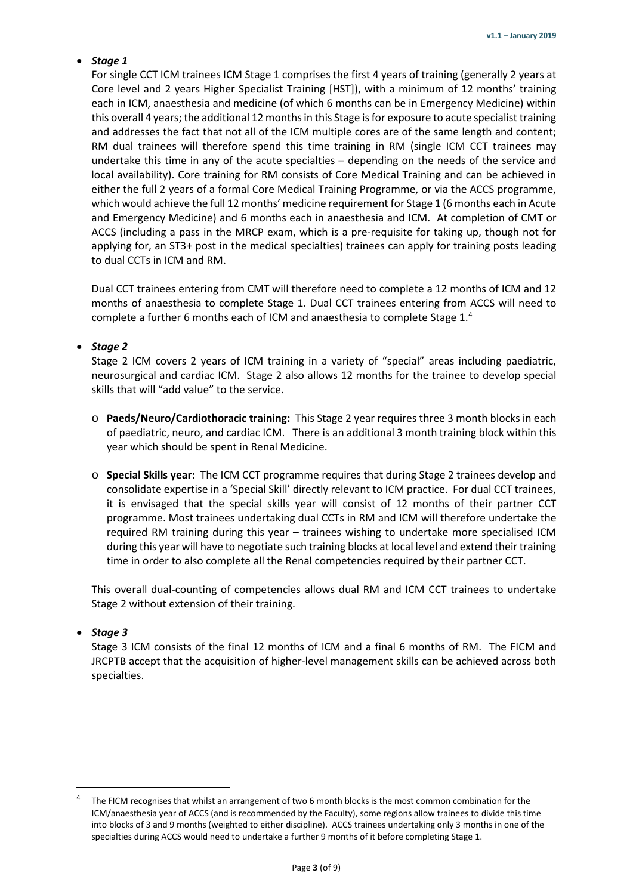- ***Stage 1***

  For single CCT ICM trainees ICM Stage 1 comprises the first 4 years of training (generally 2 years at Core level and 2 years Higher Specialist Training [HST]), with a minimum of 12 months' training each in ICM, anaesthesia and medicine (of which 6 months can be in Emergency Medicine) within this overall 4 years; the additional 12 months in this Stage is for exposure to acute specialist training and addresses the fact that not all of the ICM multiple cores are of the same length and content; RM dual trainees will therefore spend this time training in RM (single ICM CCT trainees may undertake this time in any of the acute specialties – depending on the needs of the service and local availability). Core training for RM consists of Core Medical Training and can be achieved in either the full 2 years of a formal Core Medical Training Programme, or via the ACCS programme, which would achieve the full 12 months' medicine requirement for Stage 1 (6 months each in Acute and Emergency Medicine) and 6 months each in anaesthesia and ICM. At completion of CMT or ACCS (including a pass in the MRCP exam, which is a pre-requisite for taking up, though not for applying for, an ST3+ post in the medical specialties) trainees can apply for training posts leading to dual CCTs in ICM and RM.

  Dual CCT trainees entering from CMT will therefore need to complete a 12 months of ICM and 12 months of anaesthesia to complete Stage 1. Dual CCT trainees entering from ACCS will need to complete a further 6 months each of ICM and anaesthesia to complete Stage 1.[4]

- ***Stage 2***

  Stage 2 ICM covers 2 years of ICM training in a variety of "special" areas including paediatric, neurosurgical and cardiac ICM. Stage 2 also allows 12 months for the trainee to develop special skills that will "add value" to the service.

  - **Paeds/Neuro/Cardiothoracic training:** This Stage 2 year requires three 3 month blocks in each of paediatric, neuro, and cardiac ICM. There is an additional 3 month training block within this year which should be spent in Renal Medicine.
  - **Special Skills year:** The ICM CCT programme requires that during Stage 2 trainees develop and consolidate expertise in a 'Special Skill' directly relevant to ICM practice. For dual CCT trainees, it is envisaged that the special skills year will consist of 12 months of their partner CCT programme. Most trainees undertaking dual CCTs in RM and ICM will therefore undertake the required RM training during this year – trainees wishing to undertake more specialised ICM during this year will have to negotiate such training blocks at local level and extend their training time in order to also complete all the Renal competencies required by their partner CCT.

  This overall dual-counting of competencies allows dual RM and ICM CCT trainees to undertake Stage 2 without extension of their training.

- ***Stage 3***

  Stage 3 ICM consists of the final 12 months of ICM and a final 6 months of RM. The FICM and JRCPTB accept that the acquisition of higher-level management skills can be achieved across both specialties.

---

[4] The FICM recognises that whilst an arrangement of two 6 month blocks is the most common combination for the ICM/anaesthesia year of ACCS (and is recommended by the Faculty), some regions allow trainees to divide this time into blocks of 3 and 9 months (weighted to either discipline). ACCS trainees undertaking only 3 months in one of the specialties during ACCS would need to undertake a further 9 months of it before completing Stage 1.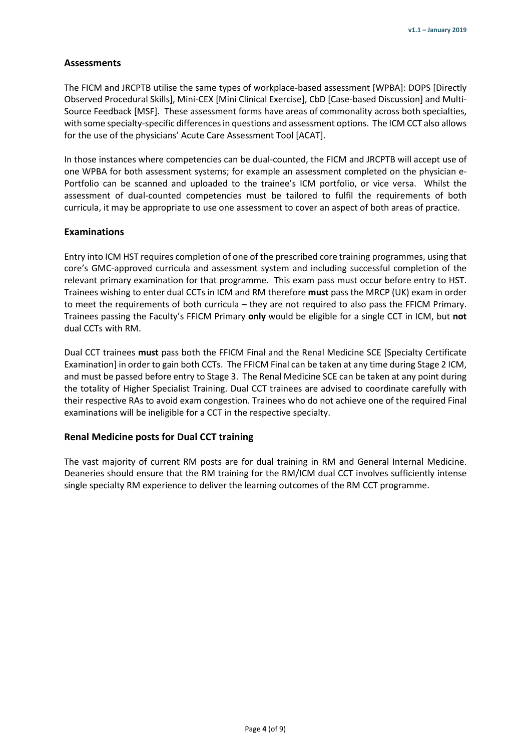## Assessments

The FICM and JRCPTB utilise the same types of workplace-based assessment [WPBA]: DOPS [Directly Observed Procedural Skills], Mini-CEX [Mini Clinical Exercise], CbD [Case-based Discussion] and Multi-Source Feedback [MSF]. These assessment forms have areas of commonality across both specialties, with some specialty-specific differences in questions and assessment options. The ICM CCT also allows for the use of the physicians' Acute Care Assessment Tool [ACAT].

In those instances where competencies can be dual-counted, the FICM and JRCPTB will accept use of one WPBA for both assessment systems; for example an assessment completed on the physician e-Portfolio can be scanned and uploaded to the trainee's ICM portfolio, or vice versa. Whilst the assessment of dual-counted competencies must be tailored to fulfil the requirements of both curricula, it may be appropriate to use one assessment to cover an aspect of both areas of practice.

## Examinations

Entry into ICM HST requires completion of one of the prescribed core training programmes, using that core's GMC-approved curricula and assessment system and including successful completion of the relevant primary examination for that programme. This exam pass must occur before entry to HST. Trainees wishing to enter dual CCTs in ICM and RM therefore **must** pass the MRCP (UK) exam in order to meet the requirements of both curricula – they are not required to also pass the FFICM Primary. Trainees passing the Faculty's FFICM Primary **only** would be eligible for a single CCT in ICM, but **not** dual CCTs with RM.

Dual CCT trainees **must** pass both the FFICM Final and the Renal Medicine SCE [Specialty Certificate Examination] in order to gain both CCTs. The FFICM Final can be taken at any time during Stage 2 ICM, and must be passed before entry to Stage 3. The Renal Medicine SCE can be taken at any point during the totality of Higher Specialist Training. Dual CCT trainees are advised to coordinate carefully with their respective RAs to avoid exam congestion. Trainees who do not achieve one of the required Final examinations will be ineligible for a CCT in the respective specialty.

## Renal Medicine posts for Dual CCT training

The vast majority of current RM posts are for dual training in RM and General Internal Medicine. Deaneries should ensure that the RM training for the RM/ICM dual CCT involves sufficiently intense single specialty RM experience to deliver the learning outcomes of the RM CCT programme.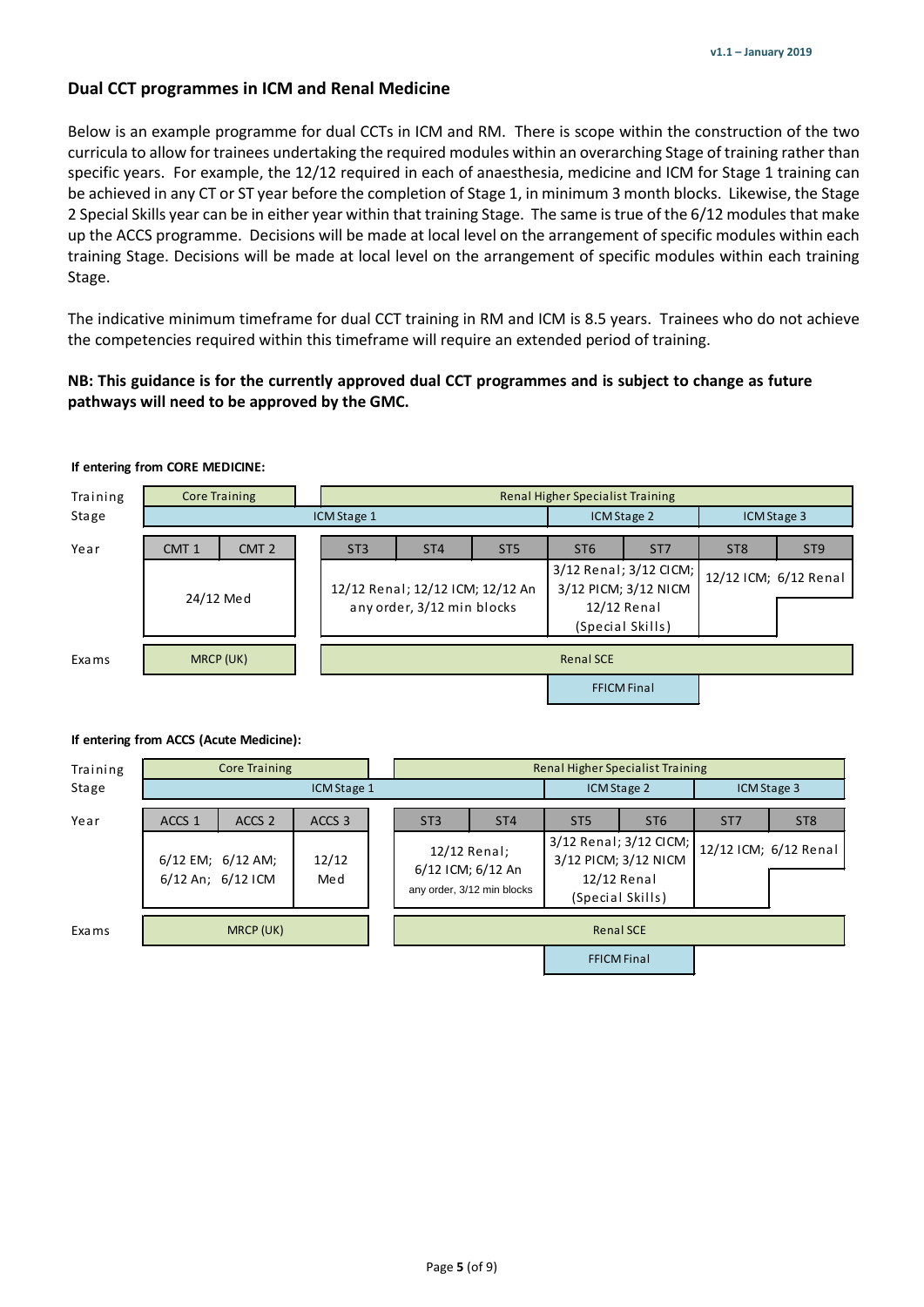## Dual CCT programmes in ICM and Renal Medicine

Below is an example programme for dual CCTs in ICM and RM. There is scope within the construction of the two curricula to allow for trainees undertaking the required modules within an overarching Stage of training rather than specific years. For example, the 12/12 required in each of anaesthesia, medicine and ICM for Stage 1 training can be achieved in any CT or ST year before the completion of Stage 1, in minimum 3 month blocks. Likewise, the Stage 2 Special Skills year can be in either year within that training Stage. The same is true of the 6/12 modules that make up the ACCS programme. Decisions will be made at local level on the arrangement of specific modules within each training Stage. Decisions will be made at local level on the arrangement of specific modules within each training Stage.

The indicative minimum timeframe for dual CCT training in RM and ICM is 8.5 years. Trainees who do not achieve the competencies required within this timeframe will require an extended period of training.

**NB: This guidance is for the currently approved dual CCT programmes and is subject to change as future pathways will need to be approved by the GMC.**

**If entering from CORE MEDICINE:**

| Training Stage | Core Training | | Renal Higher Specialist Training | | | | | | |
|---|---|---|---|---|---|---|---|---|---|
| | ICM Stage 1 | | | | | ICM Stage 2 | | ICM Stage 3 | |
| Year | CMT 1 | CMT 2 | ST3 | ST4 | ST5 | ST6 | ST7 | ST8 | ST9 |
| | 24/12 Med | | 12/12 Renal; 12/12 ICM; 12/12 An any order, 3/12 min blocks | | | 3/12 Renal; 3/12 CICM; 3/12 PICM; 3/12 NICM / 12/12 Renal (Special Skills) | | 12/12 ICM; 6/12 Renal | |
| Exams | MRCP (UK) | | Renal SCE | | | | | | |
| | | | | | | FFICM Final | | | |

**If entering from ACCS (Acute Medicine):**

| Training Stage | Core Training | | | Renal Higher Specialist Training | | | | | |
|---|---|---|---|---|---|---|---|---|---|
| | ICM Stage 1 | | | | | ICM Stage 2 | | ICM Stage 3 | |
| Year | ACCS 1 | ACCS 2 | ACCS 3 | ST3 | ST4 | ST5 | ST6 | ST7 | ST8 |
| | 6/12 EM; 6/12 AM; 6/12 An; 6/12 ICM | | 12/12 Med | 12/12 Renal; 6/12 ICM; 6/12 An any order, 3/12 min blocks | | 3/12 Renal; 3/12 CICM; 3/12 PICM; 3/12 NICM / 12/12 Renal (Special Skills) | | 12/12 ICM; 6/12 Renal | |
| Exams | MRCP (UK) | | | Renal SCE | | | | | |
| | | | | | | FFICM Final | | | |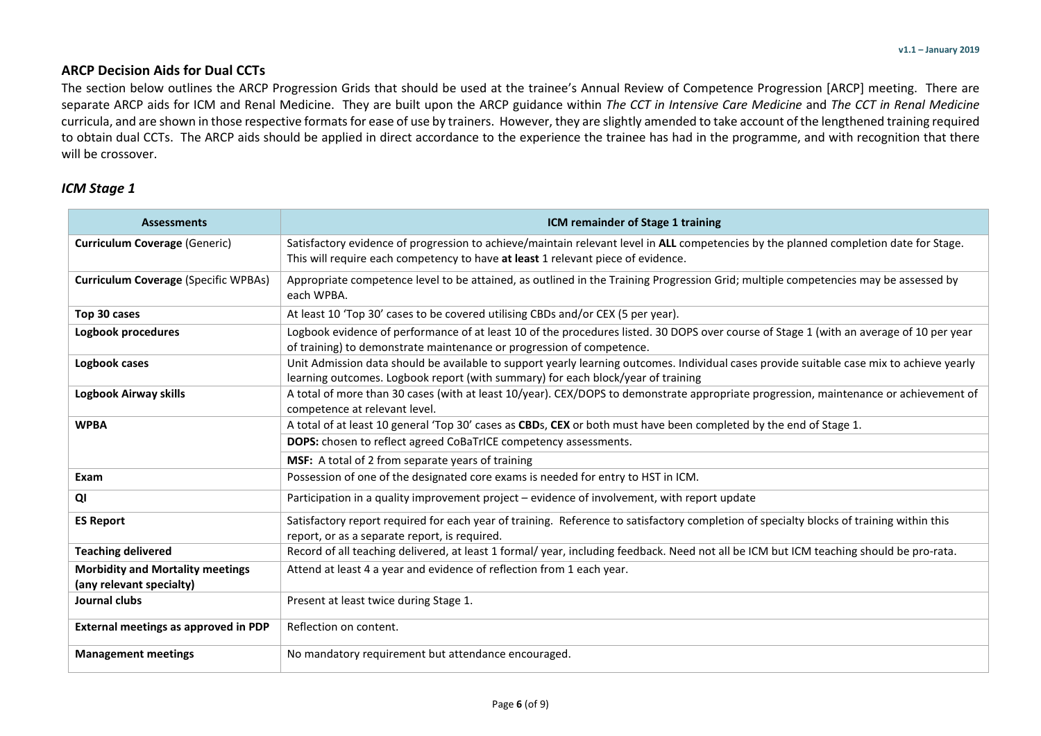## ARCP Decision Aids for Dual CCTs

The section below outlines the ARCP Progression Grids that should be used at the trainee's Annual Review of Competence Progression [ARCP] meeting. There are separate ARCP aids for ICM and Renal Medicine. They are built upon the ARCP guidance within *The CCT in Intensive Care Medicine* and *The CCT in Renal Medicine* curricula, and are shown in those respective formats for ease of use by trainers. However, they are slightly amended to take account of the lengthened training required to obtain dual CCTs. The ARCP aids should be applied in direct accordance to the experience the trainee has had in the programme, and with recognition that there will be crossover.

### *ICM Stage 1*

| Assessments | ICM remainder of Stage 1 training |
|---|---|
| **Curriculum Coverage** (Generic) | Satisfactory evidence of progression to achieve/maintain relevant level in **ALL** competencies by the planned completion date for Stage. This will require each competency to have **at least** 1 relevant piece of evidence. |
| **Curriculum Coverage** (Specific WPBAs) | Appropriate competence level to be attained, as outlined in the Training Progression Grid; multiple competencies may be assessed by each WPBA. |
| **Top 30 cases** | At least 10 'Top 30' cases to be covered utilising CBDs and/or CEX (5 per year). |
| **Logbook procedures** | Logbook evidence of performance of at least 10 of the procedures listed. 30 DOPS over course of Stage 1 (with an average of 10 per year of training) to demonstrate maintenance or progression of competence. |
| **Logbook cases** | Unit Admission data should be available to support yearly learning outcomes. Individual cases provide suitable case mix to achieve yearly learning outcomes. Logbook report (with summary) for each block/year of training |
| **Logbook Airway skills** | A total of more than 30 cases (with at least 10/year). CEX/DOPS to demonstrate appropriate progression, maintenance or achievement of competence at relevant level. |
| **WPBA** | A total of at least 10 general 'Top 30' cases as **CBD**s, **CEX** or both must have been completed by the end of Stage 1. |
| | **DOPS:** chosen to reflect agreed CoBaTrICE competency assessments. |
| | **MSF:** A total of 2 from separate years of training |
| **Exam** | Possession of one of the designated core exams is needed for entry to HST in ICM. |
| **QI** | Participation in a quality improvement project – evidence of involvement, with report update |
| **ES Report** | Satisfactory report required for each year of training. Reference to satisfactory completion of specialty blocks of training within this report, or as a separate report, is required. |
| **Teaching delivered** | Record of all teaching delivered, at least 1 formal/ year, including feedback. Need not all be ICM but ICM teaching should be pro-rata. |
| **Morbidity and Mortality meetings (any relevant specialty)** | Attend at least 4 a year and evidence of reflection from 1 each year. |
| **Journal clubs** | Present at least twice during Stage 1. |
| **External meetings as approved in PDP** | Reflection on content. |
| **Management meetings** | No mandatory requirement but attendance encouraged. |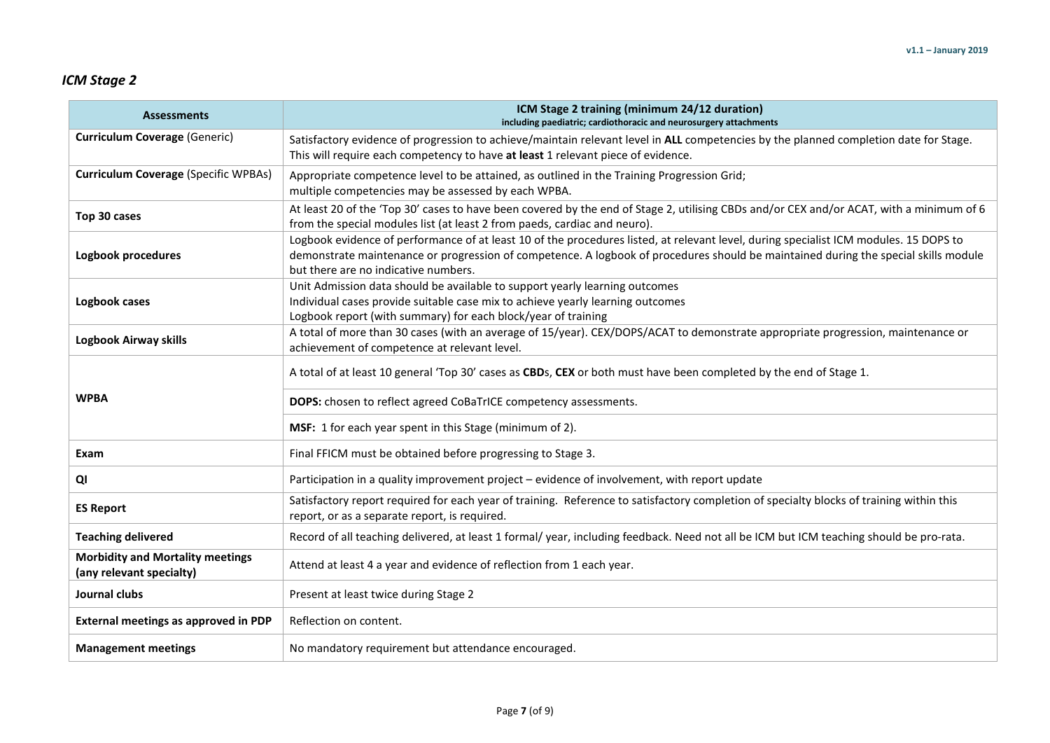## *ICM Stage 2*

| Assessments | ICM Stage 2 training (minimum 24/12 duration) including paediatric; cardiothoracic and neurosurgery attachments |
|---|---|
| **Curriculum Coverage** (Generic) | Satisfactory evidence of progression to achieve/maintain relevant level in **ALL** competencies by the planned completion date for Stage. This will require each competency to have **at least** 1 relevant piece of evidence. |
| **Curriculum Coverage** (Specific WPBAs) | Appropriate competence level to be attained, as outlined in the Training Progression Grid; multiple competencies may be assessed by each WPBA. |
| **Top 30 cases** | At least 20 of the 'Top 30' cases to have been covered by the end of Stage 2, utilising CBDs and/or CEX and/or ACAT, with a minimum of 6 from the special modules list (at least 2 from paeds, cardiac and neuro). |
| **Logbook procedures** | Logbook evidence of performance of at least 10 of the procedures listed, at relevant level, during specialist ICM modules. 15 DOPS to demonstrate maintenance or progression of competence. A logbook of procedures should be maintained during the special skills module but there are no indicative numbers. |
| **Logbook cases** | Unit Admission data should be available to support yearly learning outcomes<br>Individual cases provide suitable case mix to achieve yearly learning outcomes<br>Logbook report (with summary) for each block/year of training |
| **Logbook Airway skills** | A total of more than 30 cases (with an average of 15/year). CEX/DOPS/ACAT to demonstrate appropriate progression, maintenance or achievement of competence at relevant level. |
| **WPBA** | A total of at least 10 general 'Top 30' cases as **CBD**s, **CEX** or both must have been completed by the end of Stage 1. |
| | **DOPS:** chosen to reflect agreed CoBaTrICE competency assessments. |
| | **MSF:** 1 for each year spent in this Stage (minimum of 2). |
| **Exam** | Final FFICM must be obtained before progressing to Stage 3. |
| **QI** | Participation in a quality improvement project – evidence of involvement, with report update |
| **ES Report** | Satisfactory report required for each year of training. Reference to satisfactory completion of specialty blocks of training within this report, or as a separate report, is required. |
| **Teaching delivered** | Record of all teaching delivered, at least 1 formal/ year, including feedback. Need not all be ICM but ICM teaching should be pro-rata. |
| **Morbidity and Mortality meetings (any relevant specialty)** | Attend at least 4 a year and evidence of reflection from 1 each year. |
| **Journal clubs** | Present at least twice during Stage 2 |
| **External meetings as approved in PDP** | Reflection on content. |
| **Management meetings** | No mandatory requirement but attendance encouraged. |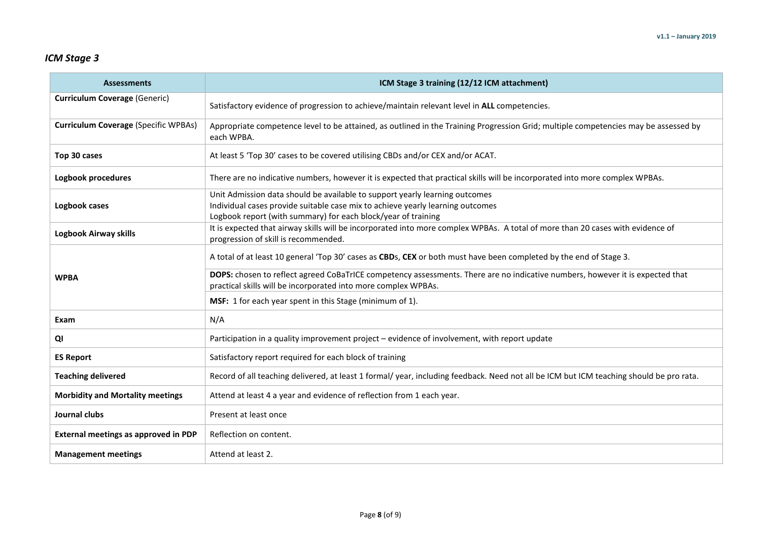*ICM Stage 3*

| Assessments | ICM Stage 3 training (12/12 ICM attachment) |
| --- | --- |
| **Curriculum Coverage** (Generic) | Satisfactory evidence of progression to achieve/maintain relevant level in **ALL** competencies. |
| **Curriculum Coverage** (Specific WPBAs) | Appropriate competence level to be attained, as outlined in the Training Progression Grid; multiple competencies may be assessed by each WPBA. |
| **Top 30 cases** | At least 5 'Top 30' cases to be covered utilising CBDs and/or CEX and/or ACAT. |
| **Logbook procedures** | There are no indicative numbers, however it is expected that practical skills will be incorporated into more complex WPBAs. |
| **Logbook cases** | Unit Admission data should be available to support yearly learning outcomes<br>Individual cases provide suitable case mix to achieve yearly learning outcomes<br>Logbook report (with summary) for each block/year of training |
| **Logbook Airway skills** | It is expected that airway skills will be incorporated into more complex WPBAs. A total of more than 20 cases with evidence of progression of skill is recommended. |
| **WPBA** | A total of at least 10 general 'Top 30' cases as **CBD**s, **CEX** or both must have been completed by the end of Stage 3. |
| | **DOPS:** chosen to reflect agreed CoBaTrICE competency assessments. There are no indicative numbers, however it is expected that practical skills will be incorporated into more complex WPBAs. |
| | **MSF:** 1 for each year spent in this Stage (minimum of 1). |
| **Exam** | N/A |
| **QI** | Participation in a quality improvement project – evidence of involvement, with report update |
| **ES Report** | Satisfactory report required for each block of training |
| **Teaching delivered** | Record of all teaching delivered, at least 1 formal/ year, including feedback. Need not all be ICM but ICM teaching should be pro rata. |
| **Morbidity and Mortality meetings** | Attend at least 4 a year and evidence of reflection from 1 each year. |
| **Journal clubs** | Present at least once |
| **External meetings as approved in PDP** | Reflection on content. |
| **Management meetings** | Attend at least 2. |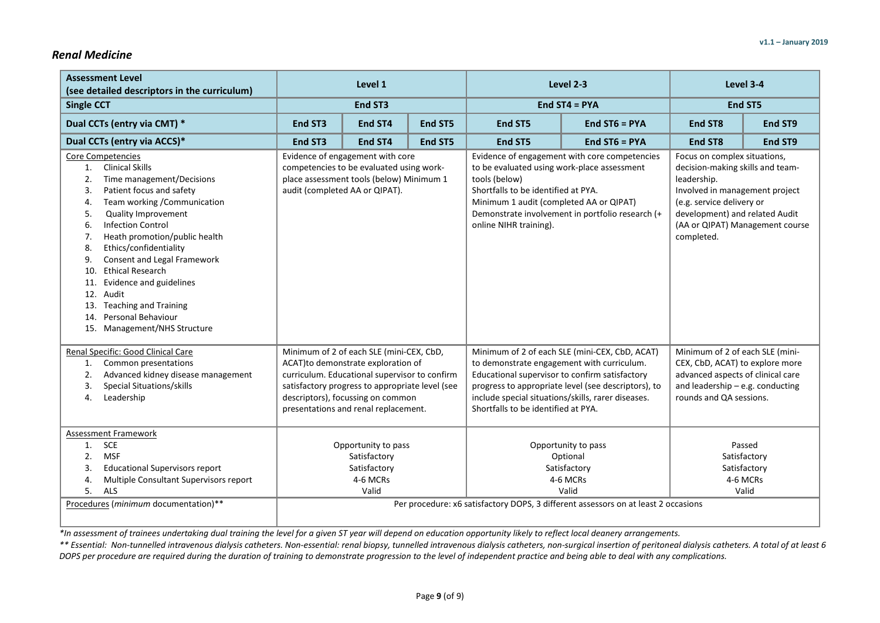*Renal Medicine*

| Assessment Level (see detailed descriptors in the curriculum) | Level 1 | | | Level 2-3 | | Level 3-4 | |
|---|---|---|---|---|---|---|---|
| **Single CCT** | **End ST3** | | | **End ST4 = PYA** | | **End ST5** | |
| **Dual CCTs (entry via CMT) *** | **End ST3** | **End ST4** | **End ST5** | **End ST5** | **End ST6 = PYA** | **End ST8** | **End ST9** |
| **Dual CCTs (entry via ACCS)*** | **End ST3** | **End ST4** | **End ST5** | **End ST5** | **End ST6 = PYA** | **End ST8** | **End ST9** |
| Core Competencies<br>1. Clinical Skills<br>2. Time management/Decisions<br>3. Patient focus and safety<br>4. Team working /Communication<br>5. Quality Improvement<br>6. Infection Control<br>7. Heath promotion/public health<br>8. Ethics/confidentiality<br>9. Consent and Legal Framework<br>10. Ethical Research<br>11. Evidence and guidelines<br>12. Audit<br>13. Teaching and Training<br>14. Personal Behaviour<br>15. Management/NHS Structure | Evidence of engagement with core competencies to be evaluated using work-place assessment tools (below) Minimum 1 audit (completed AA or QIPAT). | | | Evidence of engagement with core competencies to be evaluated using work-place assessment tools (below)<br>Shortfalls to be identified at PYA.<br>Minimum 1 audit (completed AA or QIPAT)<br>Demonstrate involvement in portfolio research (+ online NIHR training). | | Focus on complex situations, decision-making skills and team-leadership.<br>Involved in management project (e.g. service delivery or development) and related Audit (AA or QIPAT) Management course completed. | |
| Renal Specific: Good Clinical Care<br>1. Common presentations<br>2. Advanced kidney disease management<br>3. Special Situations/skills<br>4. Leadership | Minimum of 2 of each SLE (mini-CEX, CbD, ACAT)to demonstrate exploration of curriculum. Educational supervisor to confirm satisfactory progress to appropriate level (see descriptors), focussing on common presentations and renal replacement. | | | Minimum of 2 of each SLE (mini-CEX, CbD, ACAT) to demonstrate engagement with curriculum. Educational supervisor to confirm satisfactory progress to appropriate level (see descriptors), to include special situations/skills, rarer diseases. Shortfalls to be identified at PYA. | | Minimum of 2 of each SLE (mini-CEX, CbD, ACAT) to explore more advanced aspects of clinical care and leadership – e.g. conducting rounds and QA sessions. | |
| Assessment Framework<br>1. SCE<br>2. MSF<br>3. Educational Supervisors report<br>4. Multiple Consultant Supervisors report<br>5. ALS | Opportunity to pass<br>Satisfactory<br>Satisfactory<br>4-6 MCRs<br>Valid | | | Opportunity to pass<br>Optional<br>Satisfactory<br>4-6 MCRs<br>Valid | | Passed<br>Satisfactory<br>Satisfactory<br>4-6 MCRs<br>Valid | |
| Procedures (*minimum* documentation)** | Per procedure: x6 satisfactory DOPS, 3 different assessors on at least 2 occasions | | | | | | |

*\*In assessment of trainees undertaking dual training the level for a given ST year will depend on education opportunity likely to reflect local deanery arrangements.*

*\*\* Essential: Non-tunnelled intravenous dialysis catheters. Non-essential: renal biopsy, tunnelled intravenous dialysis catheters, non-surgical insertion of peritoneal dialysis catheters. A total of at least 6 DOPS per procedure are required during the duration of training to demonstrate progression to the level of independent practice and being able to deal with any complications.*